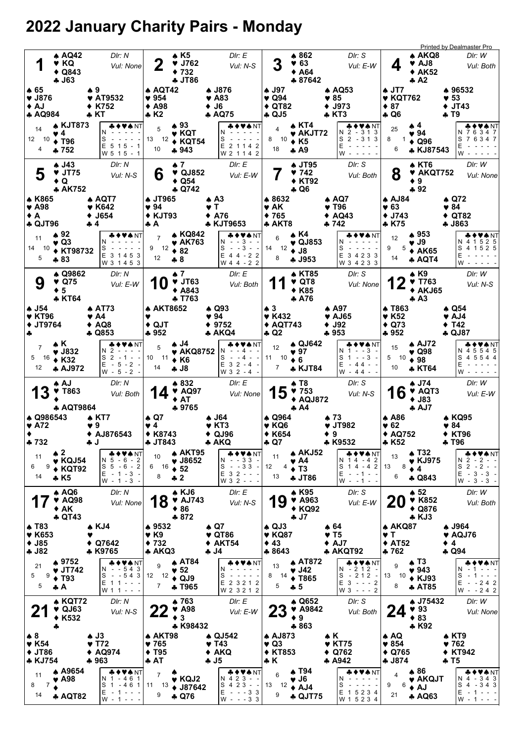# 2022 January Charity Pairs - Monday

Printed by Dealmaster Pro

## Board 1
Dlr: N, Vul: None

- **North:** ♠ AQ42 ♥ KQ ♦ Q843 ♣ J63
- **West:** ♠ 65 ♥ J876 ♦ AJ ♣ AQ984
- **East:** ♠ 9 ♥ AT9532 ♦ K752 ♣ KT
- **South:** ♠ KJT873 ♥ 4 ♦ T96 ♣ 752

HCP: N 14, W 12, E 10, S 4

| | ♣ | ♦ | ♥ | ♠ | NT |
|---|---|---|---|---|---|
| N | - | - | - | - | - |
| S | - | - | - | - | - |
| E | 5 | 1 | 5 | - | 1 |
| W | 5 | 1 | 5 | - | 1 |

## Board 2
Dlr: E, Vul: N-S

- **North:** ♠ K5 ♥ J762 ♦ 732 ♣ JT86
- **West:** ♠ AQT42 ♥ 954 ♦ A98 ♣ K2
- **East:** ♠ J876 ♥ A83 ♦ J6 ♣ AQ75
- **South:** ♠ 93 ♥ KQT ♦ KQT54 ♣ 943

HCP: N 5, W 13, E 12, S 10

| | ♣ | ♦ | ♥ | ♠ | NT |
|---|---|---|---|---|---|
| N | - | - | - | - | - |
| S | - | - | - | - | - |
| E | 2 | 1 | 1 | 4 | 2 |
| W | 2 | 1 | 1 | 4 | 2 |

## Board 3
Dlr: S, Vul: E-W

- **North:** ♠ 862 ♥ 63 ♦ A64 ♣ 87642
- **West:** ♠ J97 ♥ Q94 ♦ QT82 ♣ QJ5
- **East:** ♠ AQ53 ♥ 85 ♦ J973 ♣ KT3
- **South:** ♠ KT4 ♥ AKJT72 ♦ K5 ♣ A9

HCP: N 4, W 8, E 10, S 18

| | ♣ | ♦ | ♥ | ♠ | NT |
|---|---|---|---|---|---|
| N | 2 | - | 3 | 1 | 3 |
| S | 2 | - | 3 | 1 | 3 |
| E | - | - | - | - | - |
| W | - | - | - | - | - |

## Board 4
Dlr: W, Vul: Both

- **North:** ♠ AKQ8 ♥ AJ8 ♦ AK52 ♣ A2
- **West:** ♠ JT7 ♥ KQT762 ♦ 87 ♣ Q6
- **East:** ♠ 96532 ♥ 53 ♦ JT43 ♣ T9
- **South:** ♠ 4 ♥ 94 ♦ Q96 ♣ KJ87543

HCP: N 25, W 8, E 1, S 6

| | ♣ | ♦ | ♥ | ♠ | NT |
|---|---|---|---|---|---|
| N | 7 | 6 | 3 | 4 | 7 |
| S | 7 | 6 | 3 | 4 | 7 |
| E | - | - | - | - | - |
| W | - | - | - | - | - |

## Board 5
Dlr: N, Vul: N-S

- **North:** ♠ J43 ♥ JT75 ♦ Q ♣ AK752
- **West:** ♠ K865 ♥ A98 ♦ A ♣ QJT96
- **East:** ♠ AQT7 ♥ K642 ♦ J654 ♣ 4
- **South:** ♠ 92 ♥ Q3 ♦ KT98732 ♣ 83

HCP: N 11, W 14, E 10, S 5

| | ♣ | ♦ | ♥ | ♠ | NT |
|---|---|---|---|---|---|
| N | - | - | - | - | - |
| S | - | - | - | - | - |
| E | 3 | 1 | 4 | 5 | 3 |
| W | 3 | 1 | 4 | 5 | 3 |

## Board 6
Dlr: E, Vul: E-W

- **North:** ♠ 7 ♥ QJ852 ♦ Q54 ♣ Q742
- **West:** ♠ JT965 ♥ 94 ♦ KJT93 ♣ A
- **East:** ♠ A3 ♥ T ♦ A76 ♣ KJT9653
- **South:** ♠ KQ842 ♥ AK763 ♦ 82 ♣ 8

HCP: N 7, W 9, E 12, S 12

| | ♣ | ♦ | ♥ | ♠ | NT |
|---|---|---|---|---|---|
| N | - | - | 3 | - | - |
| S | - | - | 3 | - | - |
| E | 4 | 4 | - | 2 | 2 |
| W | 4 | 4 | - | 2 | 2 |

## Board 7
Dlr: S, Vul: Both

- **North:** ♠ JT95 ♥ 742 ♦ KT92 ♣ Q6
- **West:** ♠ 8632 ♥ AK ♦ 765 ♣ AKT8
- **East:** ♠ AQ7 ♥ T96 ♦ AQ43 ♣ 742
- **South:** ♠ K4 ♥ QJ853 ♦ J8 ♣ J953

HCP: N 6, W 14, E 12, S 8

| | ♣ | ♦ | ♥ | ♠ | NT |
|---|---|---|---|---|---|
| N | - | - | - | - | - |
| S | - | - | - | - | - |
| E | 3 | 4 | 2 | 3 | 3 |
| W | 3 | 4 | 2 | 3 | 3 |

## Board 8
Dlr: W, Vul: None

- **North:** ♠ KT6 ♥ AKQT752 ♦ 9 ♣ 92
- **West:** ♠ AJ84 ♥ 63 ♦ J743 ♣ K75
- **East:** ♠ Q72 ♥ 84 ♦ QT82 ♣ J863
- **South:** ♠ 953 ♥ J9 ♦ AK65 ♣ AQT4

HCP: N 12, W 9, E 5, S 14

| | ♣ | ♦ | ♥ | ♠ | NT |
|---|---|---|---|---|---|
| N | 4 | 1 | 5 | 2 | 5 |
| S | 4 | 1 | 5 | 2 | 5 |
| E | - | - | - | - | - |
| W | - | - | - | - | - |

## Board 9
Dlr: N, Vul: E-W

- **North:** ♠ Q9862 ♥ Q75 ♦ 5 ♣ KT64
- **West:** ♠ J54 ♥ KT96 ♦ JT9764 ♣ —
- **East:** ♠ AT73 ♥ A4 ♦ AQ8 ♣ Q853
- **South:** ♠ K ♥ J832 ♦ K32 ♣ AJ972

HCP: N 7, W 5, E 16, S 12

| | ♣ | ♦ | ♥ | ♠ | NT |
|---|---|---|---|---|---|
| N | 2 | - | - | - | - |
| S | 2 | - | 1 | - | - |
| E | - | 5 | - | 2 | - |
| W | - | 5 | - | 2 | - |

## Board 10
Dlr: E, Vul: Both

- **North:** ♠ 7 ♥ JT63 ♦ A843 ♣ T763
- **West:** ♠ AKT8652 ♥ — ♦ QJT ♣ 952
- **East:** ♠ Q93 ♥ 94 ♦ 9752 ♣ AKQ4
- **South:** ♠ J4 ♥ AKQ8752 ♦ K6 ♣ J8

HCP: N 5, W 10, E 11, S 14

| | ♣ | ♦ | ♥ | ♠ | NT |
|---|---|---|---|---|---|
| N | - | - | 4 | - | - |
| S | - | - | 4 | - | - |
| E | 3 | 2 | - | 4 | - |
| W | 3 | 2 | - | 4 | - |

## Board 11
Dlr: S, Vul: None

- **North:** ♠ KT85 ♥ QT8 ♦ K85 ♣ A76
- **West:** ♠ 3 ♥ K432 ♦ AQT743 ♣ Q2
- **East:** ♠ A97 ♥ AJ65 ♦ J92 ♣ 953
- **South:** ♠ QJ642 ♥ 97 ♦ 6 ♣ KJT84

HCP: N 12, W 11, E 10, S 7

| | ♣ | ♦ | ♥ | ♠ | NT |
|---|---|---|---|---|---|
| N | 1 | - | - | 3 | - |
| S | 1 | - | - | 3 | - |
| E | - | 4 | 4 | - | - |
| W | - | 4 | 4 | - | - |

## Board 12
Dlr: W, Vul: N-S

- **North:** ♠ K9 ♥ T763 ♦ AKJ65 ♣ A3
- **West:** ♠ T863 ♥ K52 ♦ Q73 ♣ 952
- **East:** ♠ Q54 ♥ AJ4 ♦ T42 ♣ QJ87
- **South:** ♠ AJ72 ♥ Q98 ♦ 98 ♣ KT64

HCP: N 15, W 5, E 10, S 10

| | ♣ | ♦ | ♥ | ♠ | NT |
|---|---|---|---|---|---|
| N | 4 | 5 | 5 | 4 | 5 |
| S | 4 | 5 | 5 | 4 | 4 |
| E | - | - | - | - | - |
| W | - | - | - | - | - |

## Board 13
Dlr: N, Vul: Both

- **North:** ♠ AJ ♥ T863 ♦ — ♣ AQT9864
- **West:** ♠ Q986543 ♥ A72 ♦ — ♣ 732
- **East:** ♠ KT7 ♥ 9 ♦ AJ876543 ♣ J
- **South:** ♠ 2 ♥ KQJ54 ♦ KQT92 ♣ K5

HCP: N 11, W 6, E 9, S 14

| | ♣ | ♦ | ♥ | ♠ | NT |
|---|---|---|---|---|---|
| N | 5 | - | 6 | - | 2 |
| S | 5 | - | 6 | - | 2 |
| E | - | 1 | - | 3 | - |
| W | - | 1 | - | 3 | - |

## Board 14
Dlr: E, Vul: None

- **North:** ♠ 832 ♥ AQ97 ♦ AT ♣ 9765
- **West:** ♠ Q7 ♥ 4 ♦ K8743 ♣ JT843
- **East:** ♠ J64 ♥ KT3 ♦ QJ96 ♣ AKQ
- **South:** ♠ AKT95 ♥ J8652 ♦ 52 ♣ 2

HCP: N 10, W 6, E 16, S 8

| | ♣ | ♦ | ♥ | ♠ | NT |
|---|---|---|---|---|---|
| N | - | - | 3 | 3 | - |
| S | - | - | 3 | 3 | - |
| E | 3 | 2 | - | - | - |
| W | 3 | 2 | - | - | - |

## Board 15
Dlr: S, Vul: N-S

- **North:** ♠ T8 ♥ 753 ♦ AQJ872 ♣ A4
- **West:** ♠ Q964 ♥ KQ6 ♦ K654 ♣ Q7
- **East:** ♠ 73 ♥ JT982 ♦ 9 ♣ K9532
- **South:** ♠ AKJ52 ♥ A4 ♦ T3 ♣ JT86

HCP: N 11, W 12, E 4, S 13

| | ♣ | ♦ | ♥ | ♠ | NT |
|---|---|---|---|---|---|
| N | 1 | 4 | - | 4 | 2 |
| S | 1 | 4 | - | 4 | 2 |
| E | - | - | 1 | - | - |
| W | - | - | 1 | - | - |

## Board 16
Dlr: W, Vul: E-W

- **North:** ♠ J74 ♥ AQT3 ♦ J83 ♣ AJ7
- **West:** ♠ A86 ♥ 62 ♦ AQ752 ♣ K52
- **East:** ♠ KQ95 ♥ 84 ♦ KT96 ♣ T96
- **South:** ♠ T32 ♥ KJ975 ♦ 4 ♣ Q843

HCP: N 13, W 13, E 8, S 6

| | ♣ | ♦ | ♥ | ♠ | NT |
|---|---|---|---|---|---|
| N | 2 | - | 2 | - | - |
| S | 2 | - | 2 | - | - |
| E | - | 3 | - | 3 | - |
| W | - | 3 | - | 3 | - |

## Board 17
Dlr: N, Vul: None

- **North:** ♠ AQ6 ♥ AQ98 ♦ AK ♣ QT43
- **West:** ♠ T83 ♥ K653 ♦ J85 ♣ J82
- **East:** ♠ KJ4 ♥ — ♦ Q7642 ♣ K9765
- **South:** ♠ 9752 ♥ JT742 ♦ T93 ♣ A

HCP: N 21, W 5, E 9, S 5

| | ♣ | ♦ | ♥ | ♠ | NT |
|---|---|---|---|---|---|
| N | - | - | 5 | 4 | 3 |
| S | - | - | 5 | 4 | 3 |
| E | 1 | 1 | - | - | - |
| W | 1 | 1 | - | - | - |

## Board 18
Dlr: E, Vul: N-S

- **North:** ♠ KJ6 ♥ AJ743 ♦ 86 ♣ 872
- **West:** ♠ 9532 ♥ K9 ♦ 732 ♣ AKQ3
- **East:** ♠ Q7 ♥ QT86 ♦ AKT54 ♣ J4
- **South:** ♠ AT84 ♥ 52 ♦ QJ9 ♣ T965

HCP: N 9, W 12, E 12, S 7

| | ♣ | ♦ | ♥ | ♠ | NT |
|---|---|---|---|---|---|
| N | - | - | - | - | - |
| S | - | - | - | - | - |
| E | 2 | 3 | 2 | 1 | 2 |
| W | 2 | 3 | 2 | 1 | 2 |

## Board 19
Dlr: S, Vul: E-W

- **North:** ♠ K95 ♥ A963 ♦ KQ92 ♣ J7
- **West:** ♠ QJ3 ♥ KQ87 ♦ 43 ♣ 8643
- **East:** ♠ 64 ♥ T5 ♦ AJ7 ♣ AKQT92
- **South:** ♠ AT872 ♥ J42 ♦ T865 ♣ 5

HCP: N 13, W 8, E 14, S 5

| | ♣ | ♦ | ♥ | ♠ | NT |
|---|---|---|---|---|---|
| N | - | 2 | 1 | 2 | - |
| S | - | 2 | 1 | 2 | - |
| E | 3 | - | - | - | 2 |
| W | 3 | - | - | - | 2 |

## Board 20
Dlr: W, Vul: Both

- **North:** ♠ 52 ♥ K852 ♦ Q876 ♣ KJ3
- **West:** ♠ AKQ87 ♥ T ♦ AT52 ♣ 762
- **East:** ♠ J964 ♥ AQJ76 ♦ 4 ♣ Q94
- **South:** ♠ T3 ♥ 943 ♦ KJ93 ♣ AT85

HCP: N 9, W 13, E 10, S 8

| | ♣ | ♦ | ♥ | ♠ | NT |
|---|---|---|---|---|---|
| N | - | 1 | - | - | - |
| S | - | 1 | - | - | - |
| E | - | - | 2 | 4 | 2 |
| W | - | - | 2 | 4 | 2 |

## Board 21
Dlr: N, Vul: N-S

- **North:** ♠ KQT72 ♥ QJ63 ♦ K532 ♣ —
- **West:** ♠ 8 ♥ K54 ♦ JT86 ♣ KJ754
- **East:** ♠ J3 ♥ T72 ♦ AQ974 ♣ 963
- **South:** ♠ A9654 ♥ A98 ♦ — ♣ AQT82

HCP: N 11, W 8, E 7, S 14

| | ♣ | ♦ | ♥ | ♠ | NT |
|---|---|---|---|---|---|
| N | 1 | - | 4 | 6 | 1 |
| S | 1 | - | 4 | 6 | 1 |
| E | - | 1 | - | - | - |
| W | - | 1 | - | - | - |

## Board 22
Dlr: E, Vul: E-W

- **North:** ♠ 763 ♥ A98 ♦ 3 ♣ K98432
- **West:** ♠ AKT98 ♥ 765 ♦ T95 ♣ AT
- **East:** ♠ QJ542 ♥ T43 ♦ AKQ ♣ J5
- **South:** ♠ — ♥ KQJ2 ♦ J87642 ♣ Q76

HCP: N 7, W 11, E 13, S 9

| | ♣ | ♦ | ♥ | ♠ | NT |
|---|---|---|---|---|---|
| N | 4 | 2 | 3 | - | - |
| S | 4 | 2 | 3 | - | - |
| E | - | - | - | 3 | 3 |
| W | - | - | - | 3 | 3 |

## Board 23
Dlr: S, Vul: Both

- **North:** ♠ Q652 ♥ A9842 ♦ 9 ♣ 863
- **West:** ♠ AJ873 ♥ Q3 ♦ KT853 ♣ K
- **East:** ♠ K ♥ KT75 ♦ Q762 ♣ A942
- **South:** ♠ T94 ♥ J6 ♦ AJ4 ♣ QJT75

HCP: N 6, W 13, E 12, S 9

| | ♣ | ♦ | ♥ | ♠ | NT |
|---|---|---|---|---|---|
| N | - | - | - | - | - |
| S | - | - | - | - | - |
| E | 1 | 5 | 2 | 3 | 4 |
| W | 1 | 5 | 2 | 3 | 4 |

## Board 24
Dlr: W, Vul: None

- **North:** ♠ J75432 ♥ 93 ♦ 83 ♣ K92
- **West:** ♠ AQ ♥ 854 ♦ Q765 ♣ J874
- **East:** ♠ KT9 ♥ 762 ♦ KT942 ♣ T5
- **South:** ♠ 86 ♥ AKQJT ♦ AJ ♣ AQ63

HCP: N 4, W 9, E 6, S 21

| | ♣ | ♦ | ♥ | ♠ | NT |
|---|---|---|---|---|---|
| N | 4 | - | 3 | 4 | 3 |
| S | 4 | - | 3 | 4 | 3 |
| E | - | 1 | - | - | - |
| W | - | 1 | - | - | - |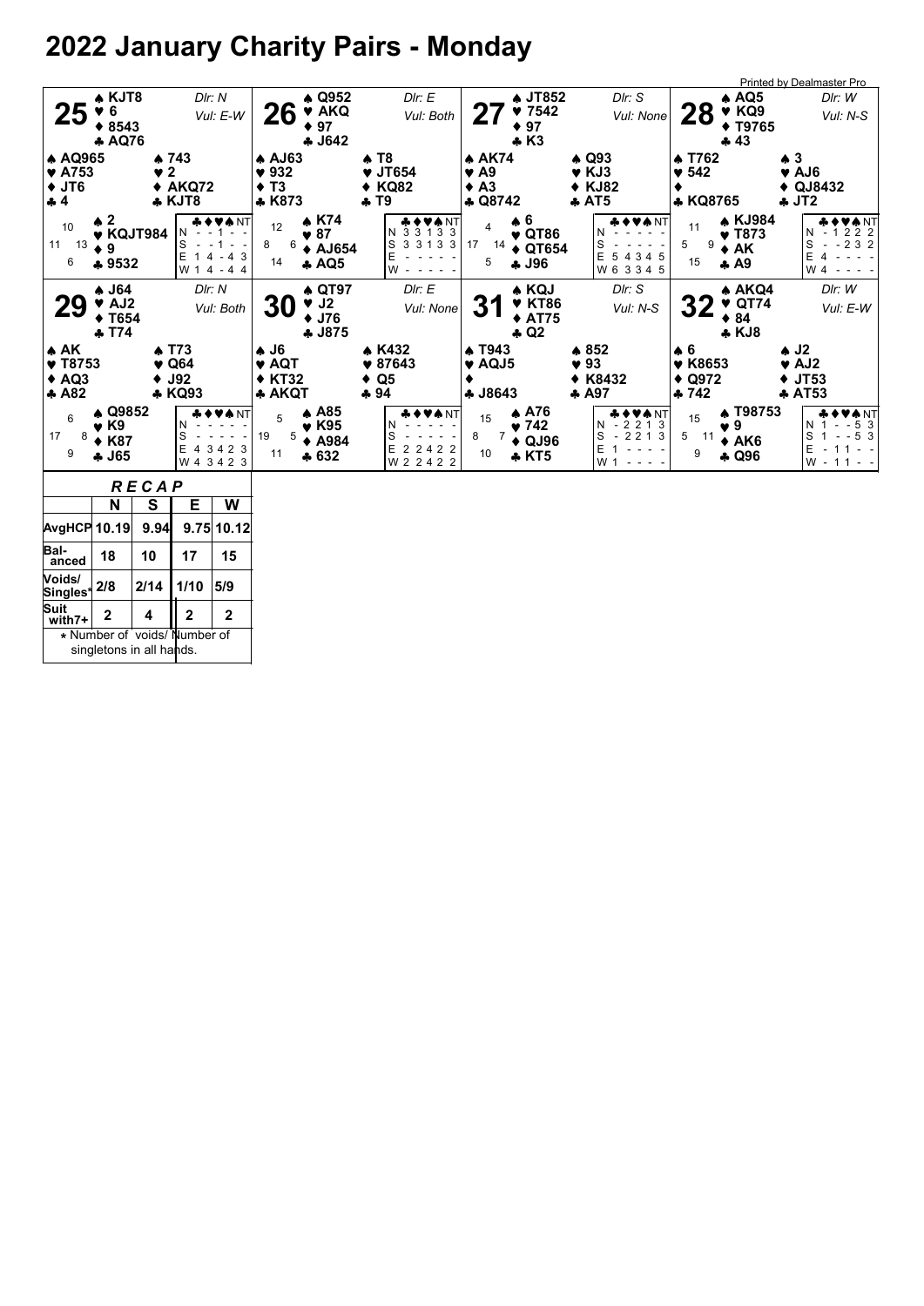# 2022 January Charity Pairs - Monday

Printed by Dealmaster Pro

## Board 25

Dlr: N
Vul: E-W

North: ♠ KJT8 ♥ 6 ♦ 8543 ♣ AQ76

West: ♠ AQ965 ♥ A753 ♦ JT6 ♣ 4

East: ♠ 743 ♥ 2 ♦ AKQ72 ♣ KJT8

South: ♠ 2 ♥ KQJT984 ♦ 9 ♣ 9532

HCP: N 10, E 13, S 6, W 11

| | ♣ | ♦ | ♥ | ♠ | NT |
|---|---|---|---|---|---|
| N | - | - | 1 | - | - |
| S | - | - | 1 | - | - |
| E | 1 | 4 | - | 4 | 3 |
| W | 1 | 4 | - | 4 | 4 |

## Board 26

Dlr: E
Vul: Both

North: ♠ Q952 ♥ AKQ ♦ 97 ♣ J642

West: ♠ AJ63 ♥ 932 ♦ T3 ♣ K873

East: ♠ T8 ♥ JT654 ♦ KQ82 ♣ T9

South: ♠ K74 ♥ 87 ♦ AJ654 ♣ AQ5

HCP: N 12, E 6, S 14, W 8

| | ♣ | ♦ | ♥ | ♠ | NT |
|---|---|---|---|---|---|
| N | 3 | 3 | 1 | 3 | 3 |
| S | 3 | 3 | 1 | 3 | 3 |
| E | - | - | - | - | - |
| W | - | - | - | - | - |

## Board 27

Dlr: S
Vul: None

North: ♠ JT852 ♥ 7542 ♦ 97 ♣ K3

West: ♠ AK74 ♥ A9 ♦ A3 ♣ Q8742

East: ♠ Q93 ♥ KJ3 ♦ KJ82 ♣ AT5

South: ♠ 6 ♥ QT86 ♦ QT654 ♣ J96

HCP: N 4, E 14, S 5, W 17

| | ♣ | ♦ | ♥ | ♠ | NT |
|---|---|---|---|---|---|
| N | - | - | - | - | - |
| S | - | - | - | - | - |
| E | 5 | 4 | 3 | 4 | 5 |
| W | 6 | 3 | 3 | 4 | 5 |

## Board 28

Dlr: W
Vul: N-S

North: ♠ AQ5 ♥ KQ9 ♦ T9765 ♣ 43

West: ♠ T762 ♥ 542 ♦ — ♣ KQ8765

East: ♠ 3 ♥ AJ6 ♦ QJ8432 ♣ JT2

South: ♠ KJ984 ♥ T873 ♦ AK ♣ A9

HCP: N 11, E 9, S 15, W 5

| | ♣ | ♦ | ♥ | ♠ | NT |
|---|---|---|---|---|---|
| N | - | 1 | 2 | 2 | 2 |
| S | - | - | 2 | 3 | 2 |
| E | 4 | - | - | - | - |
| W | 4 | - | - | - | - |

## Board 29

Dlr: N
Vul: Both

North: ♠ J64 ♥ AJ2 ♦ T654 ♣ T74

West: ♠ AK ♥ T8753 ♦ AQ3 ♣ A82

East: ♠ T73 ♥ Q64 ♦ J92 ♣ KQ93

South: ♠ Q9852 ♥ K9 ♦ K87 ♣ J65

HCP: N 6, E 8, S 9, W 17

| | ♣ | ♦ | ♥ | ♠ | NT |
|---|---|---|---|---|---|
| N | - | - | - | - | - |
| S | - | - | - | - | - |
| E | 4 | 3 | 4 | 2 | 3 |
| W | 4 | 3 | 4 | 2 | 3 |

## Board 30

Dlr: E
Vul: None

North: ♠ QT97 ♥ J2 ♦ J76 ♣ J875

West: ♠ J6 ♥ AQT ♦ KT32 ♣ AKQT

East: ♠ K432 ♥ 87643 ♦ Q5 ♣ 94

South: ♠ A85 ♥ K95 ♦ A984 ♣ 632

HCP: N 5, E 5, S 11, W 19

| | ♣ | ♦ | ♥ | ♠ | NT |
|---|---|---|---|---|---|
| N | - | - | - | - | - |
| S | - | - | - | - | - |
| E | 2 | 2 | 4 | 2 | 2 |
| W | 2 | 2 | 4 | 2 | 2 |

## Board 31

Dlr: S
Vul: N-S

North: ♠ KQJ ♥ KT86 ♦ AT75 ♣ Q2

West: ♠ T943 ♥ AQJ5 ♦ — ♣ J8643

East: ♠ 852 ♥ 93 ♦ K8432 ♣ A97

South: ♠ A76 ♥ 742 ♦ QJ96 ♣ KT5

HCP: N 15, E 7, S 10, W 8

| | ♣ | ♦ | ♥ | ♠ | NT |
|---|---|---|---|---|---|
| N | - | 2 | 2 | 1 | 3 |
| S | - | 2 | 2 | 1 | 3 |
| E | 1 | - | - | - | - |
| W | 1 | - | - | - | - |

## Board 32

Dlr: W
Vul: E-W

North: ♠ AKQ4 ♥ QT74 ♦ 84 ♣ KJ8

West: ♠ 6 ♥ K8653 ♦ Q972 ♣ 742

East: ♠ J2 ♥ AJ2 ♦ JT53 ♣ AT53

South: ♠ T98753 ♥ 9 ♦ AK6 ♣ Q96

HCP: N 15, E 11, S 9, W 5

| | ♣ | ♦ | ♥ | ♠ | NT |
|---|---|---|---|---|---|
| N | 1 | - | - | 5 | 3 |
| S | 1 | - | - | 5 | 3 |
| E | - | 1 | 1 | - | - |
| W | - | 1 | 1 | - | - |

## RECAP

| | N | S | E | W |
|---|---|---|---|---|
| AvgHCP | 10.19 | 9.94 | 9.75 | 10.12 |
| Bal-anced | 18 | 10 | 17 | 15 |
| Voids/ Singles* | 2/8 | 2/14 | 1/10 | 5/9 |
| Suit with7+ | 2 | 4 | 2 | 2 |

* Number of voids/ Number of singletons in all hands.